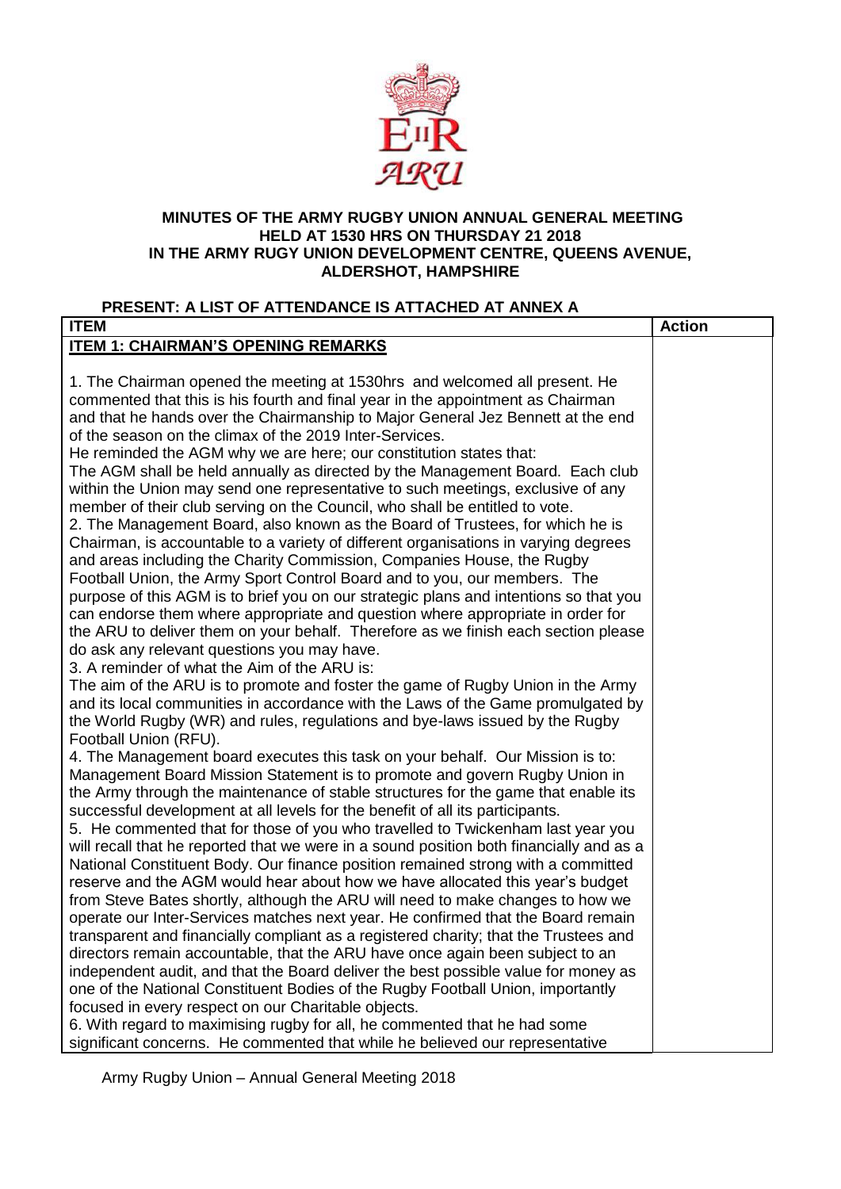**MINUTES OF THE ARMY RUGBY UNION ANNUAL GENERAL MEETING HELD AT 1530 HRS ON THURSDAY 21 2018 IN THE ARMY RUGY UNION DEVELOPMENT CENTRE, QUEENS AVENUE, ALDERSHOT, HAMPSHIRE**

**PRESENT: A LIST OF ATTENDANCE IS ATTACHED AT ANNEX A**

| ITEM | Action |
|---|---|
| **ITEM 1: CHAIRMAN'S OPENING REMARKS** | |
| 1. The Chairman opened the meeting at 1530hrs and welcomed all present. He commented that this is his fourth and final year in the appointment as Chairman and that he hands over the Chairmanship to Major General Jez Bennett at the end of the season on the climax of the 2019 Inter-Services. He reminded the AGM why we are here; our constitution states that: The AGM shall be held annually as directed by the Management Board. Each club within the Union may send one representative to such meetings, exclusive of any member of their club serving on the Council, who shall be entitled to vote. | |
| 2. The Management Board, also known as the Board of Trustees, for which he is Chairman, is accountable to a variety of different organisations in varying degrees and areas including the Charity Commission, Companies House, the Rugby Football Union, the Army Sport Control Board and to you, our members. The purpose of this AGM is to brief you on our strategic plans and intentions so that you can endorse them where appropriate and question where appropriate in order for the ARU to deliver them on your behalf. Therefore as we finish each section please do ask any relevant questions you may have. | |
| 3. A reminder of what the Aim of the ARU is: The aim of the ARU is to promote and foster the game of Rugby Union in the Army and its local communities in accordance with the Laws of the Game promulgated by the World Rugby (WR) and rules, regulations and bye-laws issued by the Rugby Football Union (RFU). | |
| 4. The Management board executes this task on your behalf. Our Mission is to: Management Board Mission Statement is to promote and govern Rugby Union in the Army through the maintenance of stable structures for the game that enable its successful development at all levels for the benefit of all its participants. | |
| 5. He commented that for those of you who travelled to Twickenham last year you will recall that he reported that we were in a sound position both financially and as a National Constituent Body. Our finance position remained strong with a committed reserve and the AGM would hear about how we have allocated this year's budget from Steve Bates shortly, although the ARU will need to make changes to how we operate our Inter-Services matches next year. He confirmed that the Board remain transparent and financially compliant as a registered charity; that the Trustees and directors remain accountable, that the ARU have once again been subject to an independent audit, and that the Board deliver the best possible value for money as one of the National Constituent Bodies of the Rugby Football Union, importantly focused in every respect on our Charitable objects. | |
| 6. With regard to maximising rugby for all, he commented that he had some significant concerns. He commented that while he believed our representative | |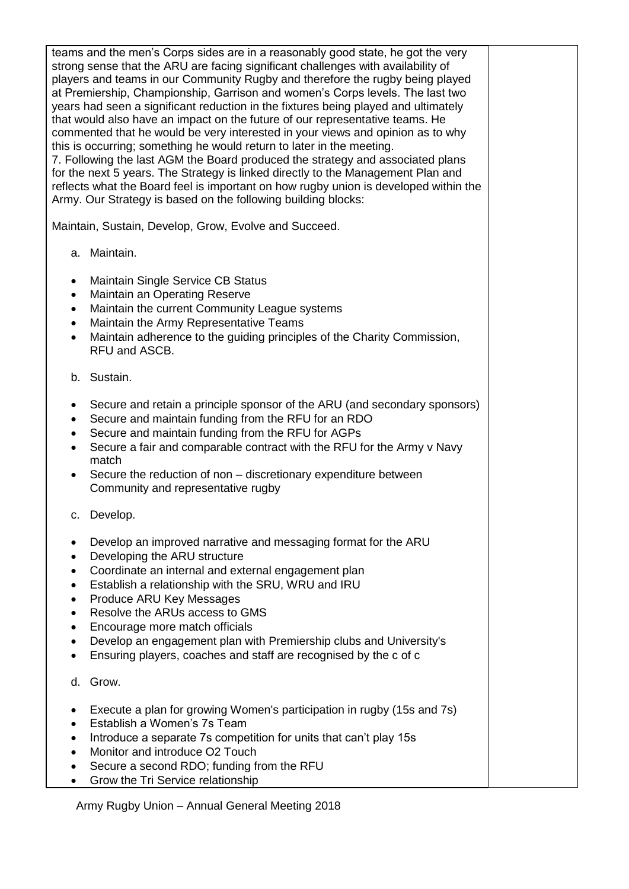teams and the men's Corps sides are in a reasonably good state, he got the very strong sense that the ARU are facing significant challenges with availability of players and teams in our Community Rugby and therefore the rugby being played at Premiership, Championship, Garrison and women's Corps levels. The last two years had seen a significant reduction in the fixtures being played and ultimately that would also have an impact on the future of our representative teams. He commented that he would be very interested in your views and opinion as to why this is occurring; something he would return to later in the meeting.

7. Following the last AGM the Board produced the strategy and associated plans for the next 5 years. The Strategy is linked directly to the Management Plan and reflects what the Board feel is important on how rugby union is developed within the Army. Our Strategy is based on the following building blocks:

Maintain, Sustain, Develop, Grow, Evolve and Succeed.

a. Maintain.

- Maintain Single Service CB Status
- Maintain an Operating Reserve
- Maintain the current Community League systems
- Maintain the Army Representative Teams
- Maintain adherence to the guiding principles of the Charity Commission, RFU and ASCB.

b. Sustain.

- Secure and retain a principle sponsor of the ARU (and secondary sponsors)
- Secure and maintain funding from the RFU for an RDO
- Secure and maintain funding from the RFU for AGPs
- Secure a fair and comparable contract with the RFU for the Army v Navy match
- Secure the reduction of non – discretionary expenditure between Community and representative rugby

c. Develop.

- Develop an improved narrative and messaging format for the ARU
- Developing the ARU structure
- Coordinate an internal and external engagement plan
- Establish a relationship with the SRU, WRU and IRU
- Produce ARU Key Messages
- Resolve the ARUs access to GMS
- Encourage more match officials
- Develop an engagement plan with Premiership clubs and University's
- Ensuring players, coaches and staff are recognised by the c of c

d. Grow.

- Execute a plan for growing Women's participation in rugby (15s and 7s)
- Establish a Women's 7s Team
- Introduce a separate 7s competition for units that can't play 15s
- Monitor and introduce O2 Touch
- Secure a second RDO; funding from the RFU
- Grow the Tri Service relationship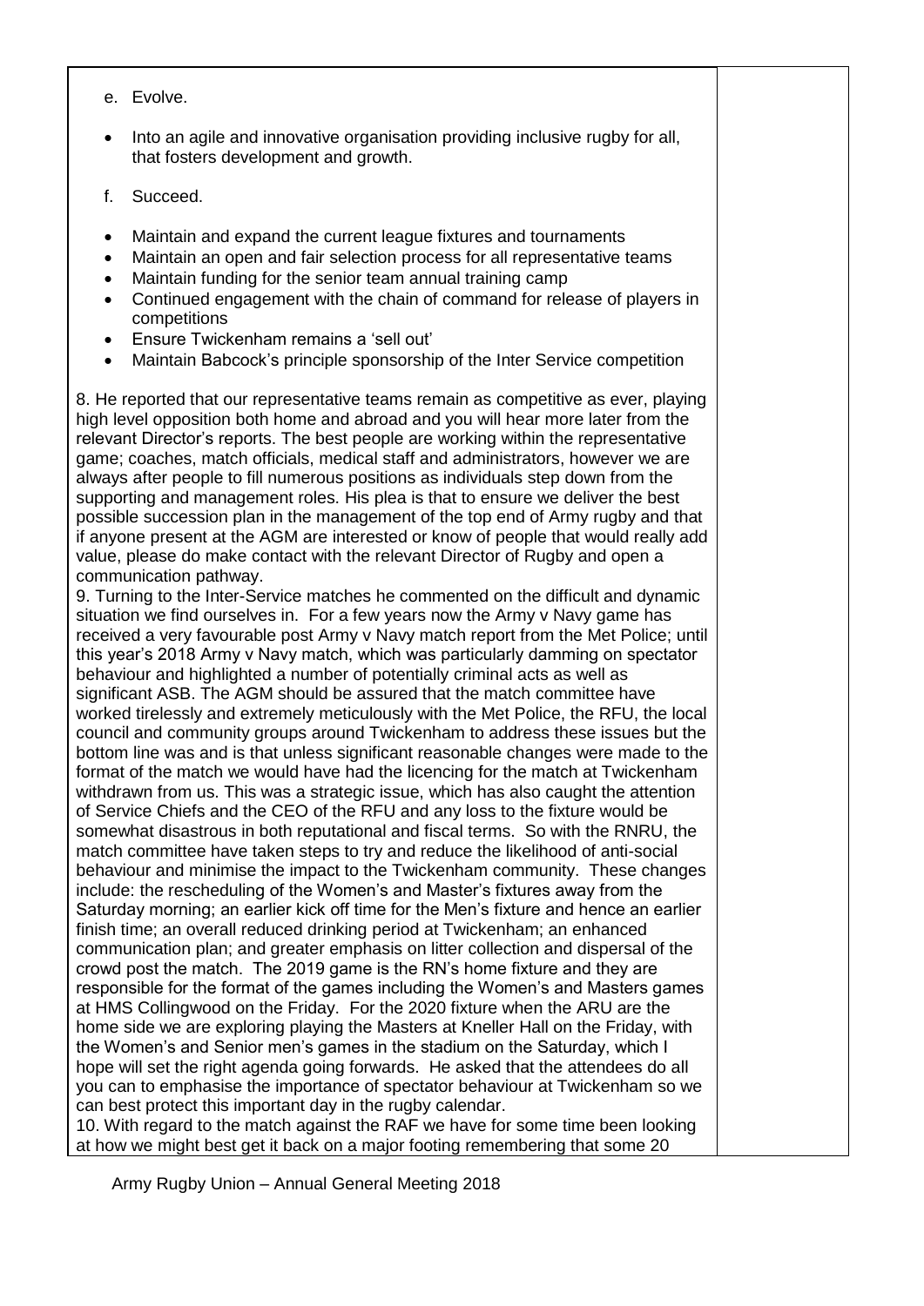e. Evolve.

- Into an agile and innovative organisation providing inclusive rugby for all, that fosters development and growth.

f. Succeed.

- Maintain and expand the current league fixtures and tournaments
- Maintain an open and fair selection process for all representative teams
- Maintain funding for the senior team annual training camp
- Continued engagement with the chain of command for release of players in competitions
- Ensure Twickenham remains a 'sell out'
- Maintain Babcock's principle sponsorship of the Inter Service competition

8. He reported that our representative teams remain as competitive as ever, playing high level opposition both home and abroad and you will hear more later from the relevant Director's reports. The best people are working within the representative game; coaches, match officials, medical staff and administrators, however we are always after people to fill numerous positions as individuals step down from the supporting and management roles. His plea is that to ensure we deliver the best possible succession plan in the management of the top end of Army rugby and that if anyone present at the AGM are interested or know of people that would really add value, please do make contact with the relevant Director of Rugby and open a communication pathway.

9. Turning to the Inter-Service matches he commented on the difficult and dynamic situation we find ourselves in. For a few years now the Army v Navy game has received a very favourable post Army v Navy match report from the Met Police; until this year's 2018 Army v Navy match, which was particularly damming on spectator behaviour and highlighted a number of potentially criminal acts as well as significant ASB. The AGM should be assured that the match committee have worked tirelessly and extremely meticulously with the Met Police, the RFU, the local council and community groups around Twickenham to address these issues but the bottom line was and is that unless significant reasonable changes were made to the format of the match we would have had the licencing for the match at Twickenham withdrawn from us. This was a strategic issue, which has also caught the attention of Service Chiefs and the CEO of the RFU and any loss to the fixture would be somewhat disastrous in both reputational and fiscal terms. So with the RNRU, the match committee have taken steps to try and reduce the likelihood of anti-social behaviour and minimise the impact to the Twickenham community. These changes include: the rescheduling of the Women's and Master's fixtures away from the Saturday morning; an earlier kick off time for the Men's fixture and hence an earlier finish time; an overall reduced drinking period at Twickenham; an enhanced communication plan; and greater emphasis on litter collection and dispersal of the crowd post the match. The 2019 game is the RN's home fixture and they are responsible for the format of the games including the Women's and Masters games at HMS Collingwood on the Friday. For the 2020 fixture when the ARU are the home side we are exploring playing the Masters at Kneller Hall on the Friday, with the Women's and Senior men's games in the stadium on the Saturday, which I hope will set the right agenda going forwards. He asked that the attendees do all you can to emphasise the importance of spectator behaviour at Twickenham so we can best protect this important day in the rugby calendar.

10. With regard to the match against the RAF we have for some time been looking at how we might best get it back on a major footing remembering that some 20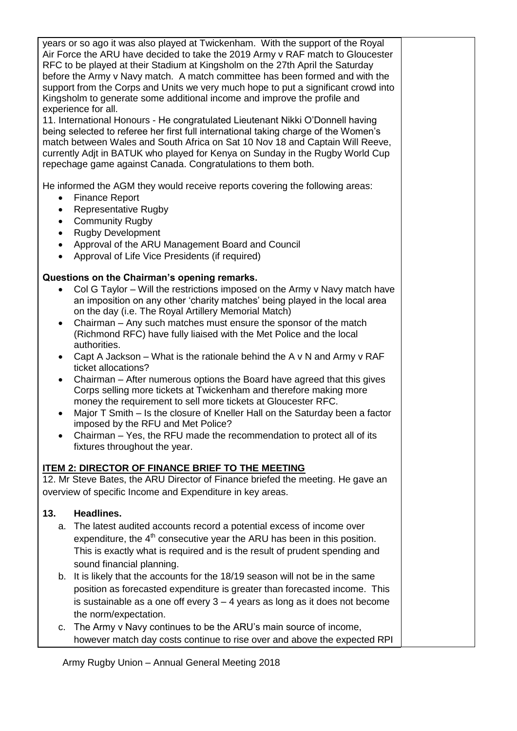years or so ago it was also played at Twickenham. With the support of the Royal Air Force the ARU have decided to take the 2019 Army v RAF match to Gloucester RFC to be played at their Stadium at Kingsholm on the 27th April the Saturday before the Army v Navy match. A match committee has been formed and with the support from the Corps and Units we very much hope to put a significant crowd into Kingsholm to generate some additional income and improve the profile and experience for all.

11. International Honours - He congratulated Lieutenant Nikki O'Donnell having being selected to referee her first full international taking charge of the Women's match between Wales and South Africa on Sat 10 Nov 18 and Captain Will Reeve, currently Adjt in BATUK who played for Kenya on Sunday in the Rugby World Cup repechage game against Canada. Congratulations to them both.

He informed the AGM they would receive reports covering the following areas:

- Finance Report
- Representative Rugby
- Community Rugby
- Rugby Development
- Approval of the ARU Management Board and Council
- Approval of Life Vice Presidents (if required)

**Questions on the Chairman's opening remarks.**

- Col G Taylor – Will the restrictions imposed on the Army v Navy match have an imposition on any other 'charity matches' being played in the local area on the day (i.e. The Royal Artillery Memorial Match)
- Chairman – Any such matches must ensure the sponsor of the match (Richmond RFC) have fully liaised with the Met Police and the local authorities.
- Capt A Jackson – What is the rationale behind the A v N and Army v RAF ticket allocations?
- Chairman – After numerous options the Board have agreed that this gives Corps selling more tickets at Twickenham and therefore making more money the requirement to sell more tickets at Gloucester RFC.
- Major T Smith – Is the closure of Kneller Hall on the Saturday been a factor imposed by the RFU and Met Police?
- Chairman – Yes, the RFU made the recommendation to protect all of its fixtures throughout the year.

**ITEM 2: DIRECTOR OF FINANCE BRIEF TO THE MEETING**

12. Mr Steve Bates, the ARU Director of Finance briefed the meeting. He gave an overview of specific Income and Expenditure in key areas.

**13. Headlines.**

a. The latest audited accounts record a potential excess of income over expenditure, the 4th consecutive year the ARU has been in this position. This is exactly what is required and is the result of prudent spending and sound financial planning.

b. It is likely that the accounts for the 18/19 season will not be in the same position as forecasted expenditure is greater than forecasted income. This is sustainable as a one off every 3 – 4 years as long as it does not become the norm/expectation.

c. The Army v Navy continues to be the ARU's main source of income, however match day costs continue to rise over and above the expected RPI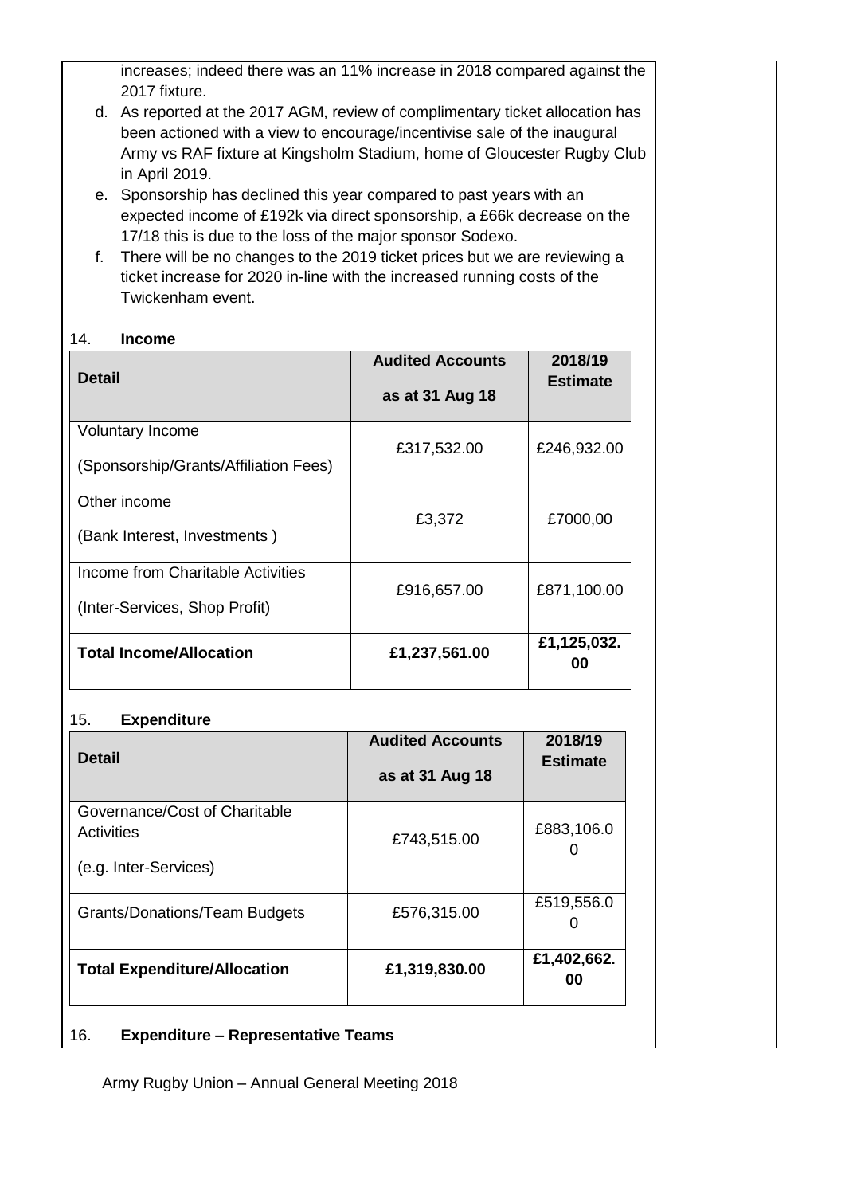increases; indeed there was an 11% increase in 2018 compared against the 2017 fixture.

d. As reported at the 2017 AGM, review of complimentary ticket allocation has been actioned with a view to encourage/incentivise sale of the inaugural Army vs RAF fixture at Kingsholm Stadium, home of Gloucester Rugby Club in April 2019.

e. Sponsorship has declined this year compared to past years with an expected income of £192k via direct sponsorship, a £66k decrease on the 17/18 this is due to the loss of the major sponsor Sodexo.

f. There will be no changes to the 2019 ticket prices but we are reviewing a ticket increase for 2020 in-line with the increased running costs of the Twickenham event.

14. **Income**

| Detail | Audited Accounts as at 31 Aug 18 | 2018/19 Estimate |
|---|---|---|
| Voluntary Income (Sponsorship/Grants/Affiliation Fees) | £317,532.00 | £246,932.00 |
| Other income (Bank Interest, Investments ) | £3,372 | £7000,00 |
| Income from Charitable Activities (Inter-Services, Shop Profit) | £916,657.00 | £871,100.00 |
| **Total Income/Allocation** | **£1,237,561.00** | **£1,125,032.00** |

15. **Expenditure**

| Detail | Audited Accounts as at 31 Aug 18 | 2018/19 Estimate |
|---|---|---|
| Governance/Cost of Charitable Activities (e.g. Inter-Services) | £743,515.00 | £883,106.00 |
| Grants/Donations/Team Budgets | £576,315.00 | £519,556.00 |
| **Total Expenditure/Allocation** | **£1,319,830.00** | **£1,402,662.00** |

16. **Expenditure – Representative Teams**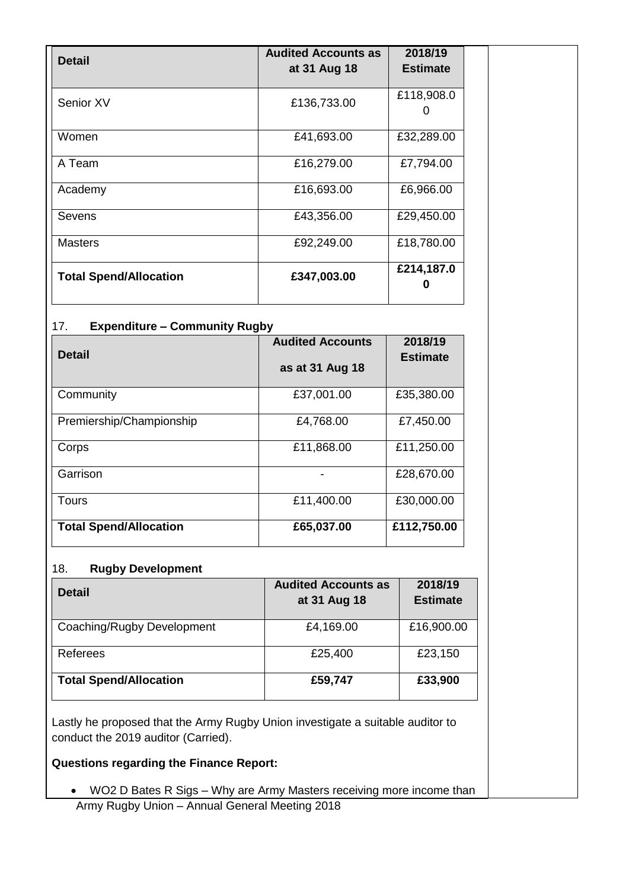| Detail | Audited Accounts as at 31 Aug 18 | 2018/19 Estimate |
|---|---|---|
| Senior XV | £136,733.00 | £118,908.00 |
| Women | £41,693.00 | £32,289.00 |
| A Team | £16,279.00 | £7,794.00 |
| Academy | £16,693.00 | £6,966.00 |
| Sevens | £43,356.00 | £29,450.00 |
| Masters | £92,249.00 | £18,780.00 |
| **Total Spend/Allocation** | **£347,003.00** | **£214,187.00** |

17. **Expenditure – Community Rugby**

| Detail | Audited Accounts as at 31 Aug 18 | 2018/19 Estimate |
|---|---|---|
| Community | £37,001.00 | £35,380.00 |
| Premiership/Championship | £4,768.00 | £7,450.00 |
| Corps | £11,868.00 | £11,250.00 |
| Garrison | - | £28,670.00 |
| Tours | £11,400.00 | £30,000.00 |
| **Total Spend/Allocation** | **£65,037.00** | **£112,750.00** |

18. **Rugby Development**

| Detail | Audited Accounts as at 31 Aug 18 | 2018/19 Estimate |
|---|---|---|
| Coaching/Rugby Development | £4,169.00 | £16,900.00 |
| Referees | £25,400 | £23,150 |
| **Total Spend/Allocation** | **£59,747** | **£33,900** |

Lastly he proposed that the Army Rugby Union investigate a suitable auditor to conduct the 2019 auditor (Carried).

**Questions regarding the Finance Report:**

- WO2 D Bates R Sigs – Why are Army Masters receiving more income than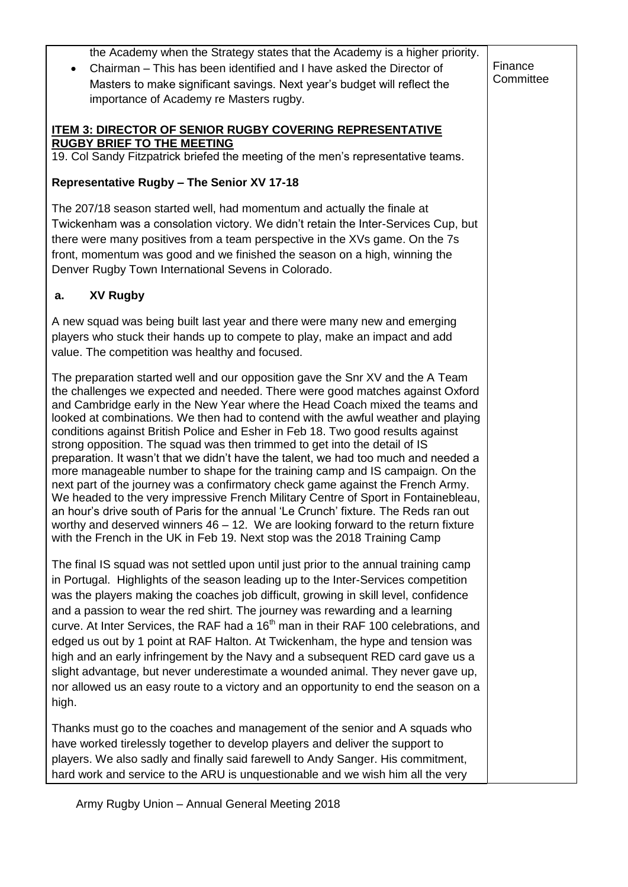| | |
|---|---|
| the Academy when the Strategy states that the Academy is a higher priority.<br>• Chairman – This has been identified and I have asked the Director of Masters to make significant savings. Next year's budget will reflect the importance of Academy re Masters rugby. | Finance Committee |

**ITEM 3: DIRECTOR OF SENIOR RUGBY COVERING REPRESENTATIVE RUGBY BRIEF TO THE MEETING**

19. Col Sandy Fitzpatrick briefed the meeting of the men's representative teams.

**Representative Rugby – The Senior XV 17-18**

The 207/18 season started well, had momentum and actually the finale at Twickenham was a consolation victory. We didn't retain the Inter-Services Cup, but there were many positives from a team perspective in the XVs game. On the 7s front, momentum was good and we finished the season on a high, winning the Denver Rugby Town International Sevens in Colorado.

**a. XV Rugby**

A new squad was being built last year and there were many new and emerging players who stuck their hands up to compete to play, make an impact and add value. The competition was healthy and focused.

The preparation started well and our opposition gave the Snr XV and the A Team the challenges we expected and needed. There were good matches against Oxford and Cambridge early in the New Year where the Head Coach mixed the teams and looked at combinations. We then had to contend with the awful weather and playing conditions against British Police and Esher in Feb 18. Two good results against strong opposition. The squad was then trimmed to get into the detail of IS preparation. It wasn't that we didn't have the talent, we had too much and needed a more manageable number to shape for the training camp and IS campaign. On the next part of the journey was a confirmatory check game against the French Army. We headed to the very impressive French Military Centre of Sport in Fontainebleau, an hour's drive south of Paris for the annual 'Le Crunch' fixture. The Reds ran out worthy and deserved winners 46 – 12. We are looking forward to the return fixture with the French in the UK in Feb 19. Next stop was the 2018 Training Camp

The final IS squad was not settled upon until just prior to the annual training camp in Portugal. Highlights of the season leading up to the Inter-Services competition was the players making the coaches job difficult, growing in skill level, confidence and a passion to wear the red shirt. The journey was rewarding and a learning curve. At Inter Services, the RAF had a 16th man in their RAF 100 celebrations, and edged us out by 1 point at RAF Halton. At Twickenham, the hype and tension was high and an early infringement by the Navy and a subsequent RED card gave us a slight advantage, but never underestimate a wounded animal. They never gave up, nor allowed us an easy route to a victory and an opportunity to end the season on a high.

Thanks must go to the coaches and management of the senior and A squads who have worked tirelessly together to develop players and deliver the support to players. We also sadly and finally said farewell to Andy Sanger. His commitment, hard work and service to the ARU is unquestionable and we wish him all the very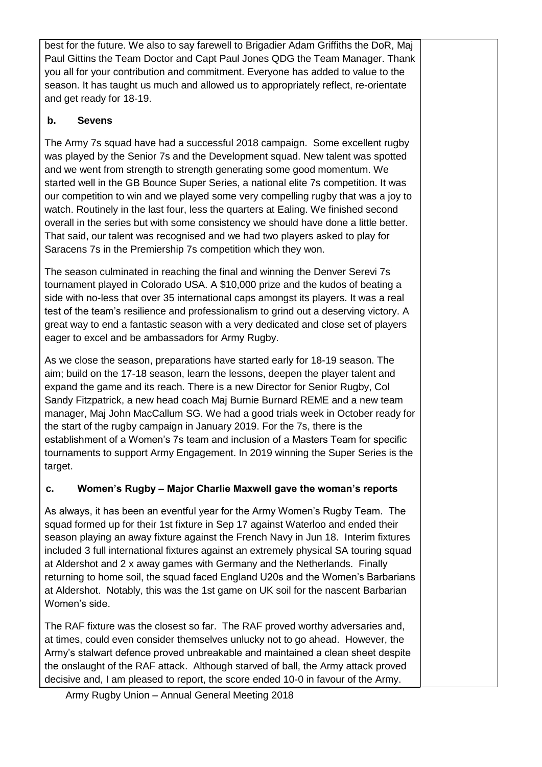best for the future. We also to say farewell to Brigadier Adam Griffiths the DoR, Maj Paul Gittins the Team Doctor and Capt Paul Jones QDG the Team Manager. Thank you all for your contribution and commitment. Everyone has added to value to the season. It has taught us much and allowed us to appropriately reflect, re-orientate and get ready for 18-19.

**b. Sevens**

The Army 7s squad have had a successful 2018 campaign. Some excellent rugby was played by the Senior 7s and the Development squad. New talent was spotted and we went from strength to strength generating some good momentum. We started well in the GB Bounce Super Series, a national elite 7s competition. It was our competition to win and we played some very compelling rugby that was a joy to watch. Routinely in the last four, less the quarters at Ealing. We finished second overall in the series but with some consistency we should have done a little better. That said, our talent was recognised and we had two players asked to play for Saracens 7s in the Premiership 7s competition which they won.

The season culminated in reaching the final and winning the Denver Serevi 7s tournament played in Colorado USA. A $10,000 prize and the kudos of beating a side with no-less that over 35 international caps amongst its players. It was a real test of the team's resilience and professionalism to grind out a deserving victory. A great way to end a fantastic season with a very dedicated and close set of players eager to excel and be ambassadors for Army Rugby.

As we close the season, preparations have started early for 18-19 season. The aim; build on the 17-18 season, learn the lessons, deepen the player talent and expand the game and its reach. There is a new Director for Senior Rugby, Col Sandy Fitzpatrick, a new head coach Maj Burnie Burnard REME and a new team manager, Maj John MacCallum SG. We had a good trials week in October ready for the start of the rugby campaign in January 2019. For the 7s, there is the establishment of a Women's 7s team and inclusion of a Masters Team for specific tournaments to support Army Engagement. In 2019 winning the Super Series is the target.

**c. Women's Rugby – Major Charlie Maxwell gave the woman's reports**

As always, it has been an eventful year for the Army Women's Rugby Team. The squad formed up for their 1st fixture in Sep 17 against Waterloo and ended their season playing an away fixture against the French Navy in Jun 18. Interim fixtures included 3 full international fixtures against an extremely physical SA touring squad at Aldershot and 2 x away games with Germany and the Netherlands. Finally returning to home soil, the squad faced England U20s and the Women's Barbarians at Aldershot. Notably, this was the 1st game on UK soil for the nascent Barbarian Women's side.

The RAF fixture was the closest so far. The RAF proved worthy adversaries and, at times, could even consider themselves unlucky not to go ahead. However, the Army's stalwart defence proved unbreakable and maintained a clean sheet despite the onslaught of the RAF attack. Although starved of ball, the Army attack proved decisive and, I am pleased to report, the score ended 10-0 in favour of the Army.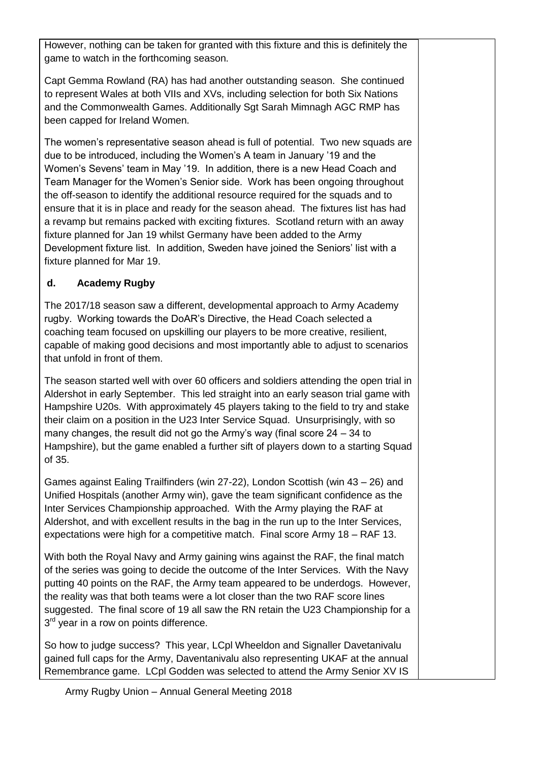However, nothing can be taken for granted with this fixture and this is definitely the game to watch in the forthcoming season.

Capt Gemma Rowland (RA) has had another outstanding season. She continued to represent Wales at both VIIs and XVs, including selection for both Six Nations and the Commonwealth Games. Additionally Sgt Sarah Mimnagh AGC RMP has been capped for Ireland Women.

The women's representative season ahead is full of potential. Two new squads are due to be introduced, including the Women's A team in January '19 and the Women's Sevens' team in May '19. In addition, there is a new Head Coach and Team Manager for the Women's Senior side. Work has been ongoing throughout the off-season to identify the additional resource required for the squads and to ensure that it is in place and ready for the season ahead. The fixtures list has had a revamp but remains packed with exciting fixtures. Scotland return with an away fixture planned for Jan 19 whilst Germany have been added to the Army Development fixture list. In addition, Sweden have joined the Seniors' list with a fixture planned for Mar 19.

**d. Academy Rugby**

The 2017/18 season saw a different, developmental approach to Army Academy rugby. Working towards the DoAR's Directive, the Head Coach selected a coaching team focused on upskilling our players to be more creative, resilient, capable of making good decisions and most importantly able to adjust to scenarios that unfold in front of them.

The season started well with over 60 officers and soldiers attending the open trial in Aldershot in early September. This led straight into an early season trial game with Hampshire U20s. With approximately 45 players taking to the field to try and stake their claim on a position in the U23 Inter Service Squad. Unsurprisingly, with so many changes, the result did not go the Army's way (final score 24 – 34 to Hampshire), but the game enabled a further sift of players down to a starting Squad of 35.

Games against Ealing Trailfinders (win 27-22), London Scottish (win 43 – 26) and Unified Hospitals (another Army win), gave the team significant confidence as the Inter Services Championship approached. With the Army playing the RAF at Aldershot, and with excellent results in the bag in the run up to the Inter Services, expectations were high for a competitive match. Final score Army 18 – RAF 13.

With both the Royal Navy and Army gaining wins against the RAF, the final match of the series was going to decide the outcome of the Inter Services. With the Navy putting 40 points on the RAF, the Army team appeared to be underdogs. However, the reality was that both teams were a lot closer than the two RAF score lines suggested. The final score of 19 all saw the RN retain the U23 Championship for a 3rd year in a row on points difference.

So how to judge success? This year, LCpl Wheeldon and Signaller Davetanivalu gained full caps for the Army, Daventanivalu also representing UKAF at the annual Remembrance game. LCpl Godden was selected to attend the Army Senior XV IS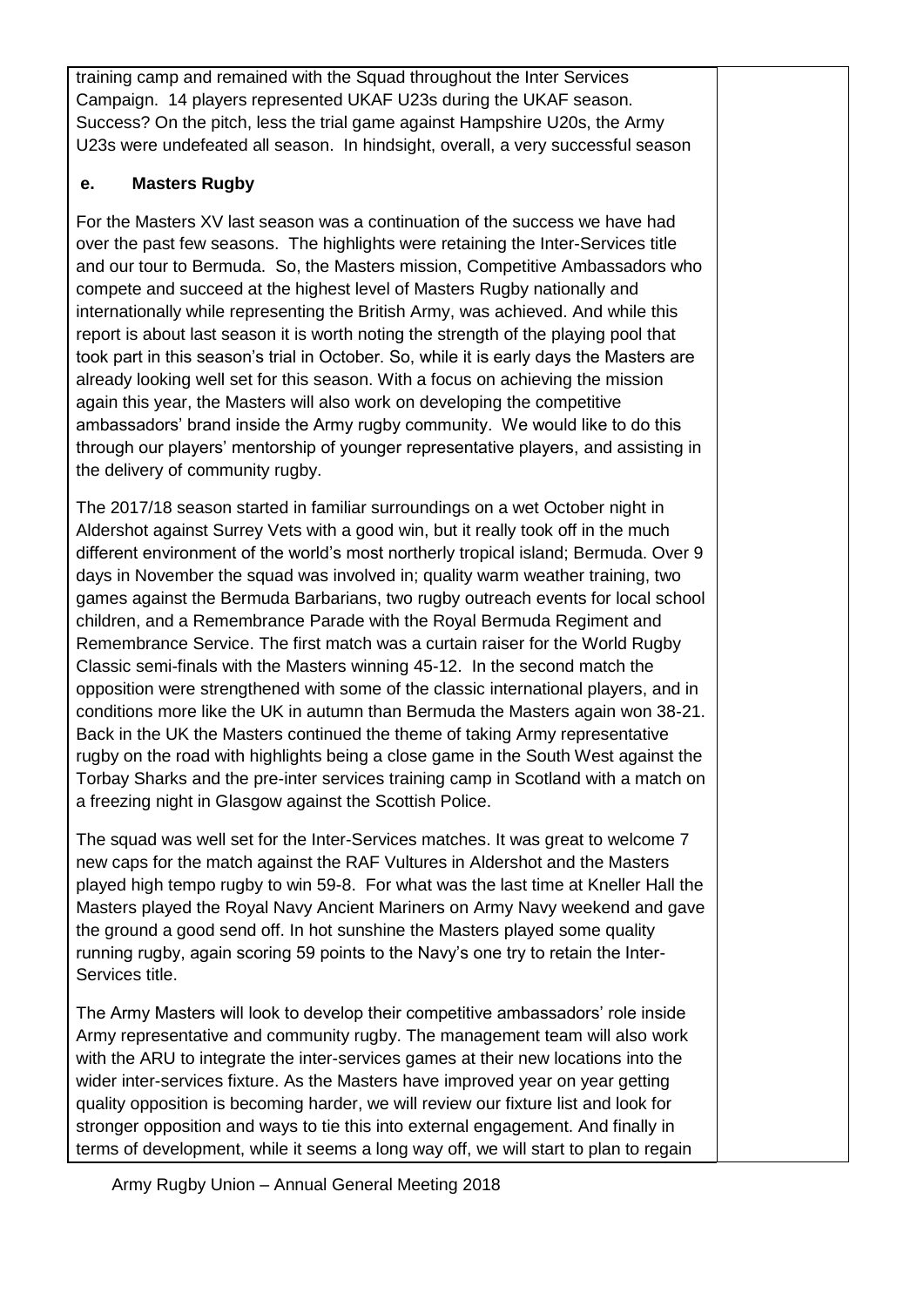training camp and remained with the Squad throughout the Inter Services Campaign. 14 players represented UKAF U23s during the UKAF season. Success? On the pitch, less the trial game against Hampshire U20s, the Army U23s were undefeated all season. In hindsight, overall, a very successful season

**e. Masters Rugby**

For the Masters XV last season was a continuation of the success we have had over the past few seasons. The highlights were retaining the Inter-Services title and our tour to Bermuda. So, the Masters mission, Competitive Ambassadors who compete and succeed at the highest level of Masters Rugby nationally and internationally while representing the British Army, was achieved. And while this report is about last season it is worth noting the strength of the playing pool that took part in this season's trial in October. So, while it is early days the Masters are already looking well set for this season. With a focus on achieving the mission again this year, the Masters will also work on developing the competitive ambassadors' brand inside the Army rugby community. We would like to do this through our players' mentorship of younger representative players, and assisting in the delivery of community rugby.

The 2017/18 season started in familiar surroundings on a wet October night in Aldershot against Surrey Vets with a good win, but it really took off in the much different environment of the world's most northerly tropical island; Bermuda. Over 9 days in November the squad was involved in; quality warm weather training, two games against the Bermuda Barbarians, two rugby outreach events for local school children, and a Remembrance Parade with the Royal Bermuda Regiment and Remembrance Service. The first match was a curtain raiser for the World Rugby Classic semi-finals with the Masters winning 45-12. In the second match the opposition were strengthened with some of the classic international players, and in conditions more like the UK in autumn than Bermuda the Masters again won 38-21. Back in the UK the Masters continued the theme of taking Army representative rugby on the road with highlights being a close game in the South West against the Torbay Sharks and the pre-inter services training camp in Scotland with a match on a freezing night in Glasgow against the Scottish Police.

The squad was well set for the Inter-Services matches. It was great to welcome 7 new caps for the match against the RAF Vultures in Aldershot and the Masters played high tempo rugby to win 59-8. For what was the last time at Kneller Hall the Masters played the Royal Navy Ancient Mariners on Army Navy weekend and gave the ground a good send off. In hot sunshine the Masters played some quality running rugby, again scoring 59 points to the Navy's one try to retain the Inter-Services title.

The Army Masters will look to develop their competitive ambassadors' role inside Army representative and community rugby. The management team will also work with the ARU to integrate the inter-services games at their new locations into the wider inter-services fixture. As the Masters have improved year on year getting quality opposition is becoming harder, we will review our fixture list and look for stronger opposition and ways to tie this into external engagement. And finally in terms of development, while it seems a long way off, we will start to plan to regain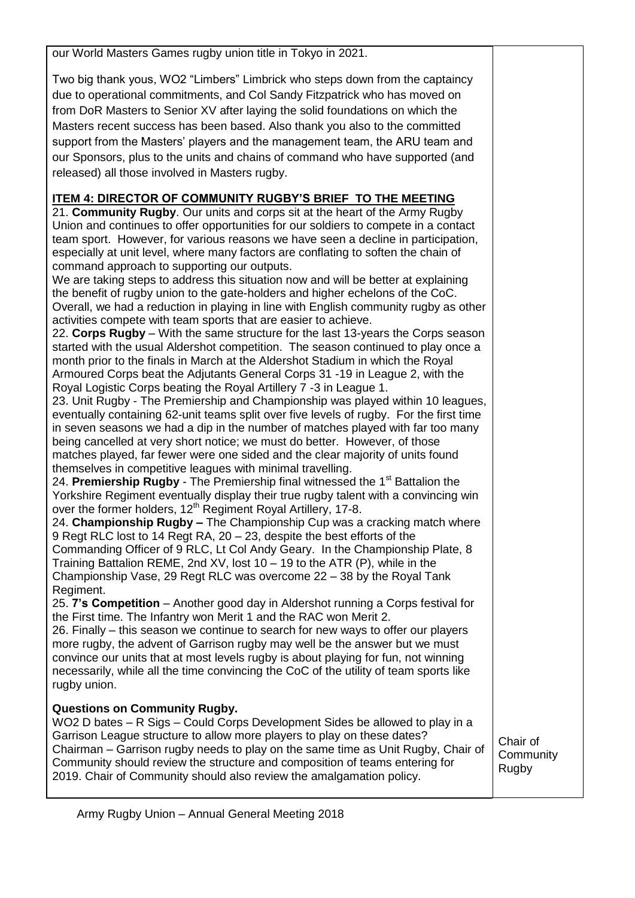our World Masters Games rugby union title in Tokyo in 2021.

Two big thank yous, WO2 "Limbers" Limbrick who steps down from the captaincy due to operational commitments, and Col Sandy Fitzpatrick who has moved on from DoR Masters to Senior XV after laying the solid foundations on which the Masters recent success has been based. Also thank you also to the committed support from the Masters' players and the management team, the ARU team and our Sponsors, plus to the units and chains of command who have supported (and released) all those involved in Masters rugby.

## ITEM 4: DIRECTOR OF COMMUNITY RUGBY'S BRIEF TO THE MEETING

21. **Community Rugby**. Our units and corps sit at the heart of the Army Rugby Union and continues to offer opportunities for our soldiers to compete in a contact team sport. However, for various reasons we have seen a decline in participation, especially at unit level, where many factors are conflating to soften the chain of command approach to supporting our outputs.
We are taking steps to address this situation now and will be better at explaining the benefit of rugby union to the gate-holders and higher echelons of the CoC. Overall, we had a reduction in playing in line with English community rugby as other activities compete with team sports that are easier to achieve.

22. **Corps Rugby** – With the same structure for the last 13-years the Corps season started with the usual Aldershot competition. The season continued to play once a month prior to the finals in March at the Aldershot Stadium in which the Royal Armoured Corps beat the Adjutants General Corps 31 -19 in League 2, with the Royal Logistic Corps beating the Royal Artillery 7 -3 in League 1.

23. Unit Rugby - The Premiership and Championship was played within 10 leagues, eventually containing 62-unit teams split over five levels of rugby. For the first time in seven seasons we had a dip in the number of matches played with far too many being cancelled at very short notice; we must do better. However, of those matches played, far fewer were one sided and the clear majority of units found themselves in competitive leagues with minimal travelling.

24. **Premiership Rugby** - The Premiership final witnessed the 1st Battalion the Yorkshire Regiment eventually display their true rugby talent with a convincing win over the former holders, 12th Regiment Royal Artillery, 17-8.

24. **Championship Rugby –** The Championship Cup was a cracking match where 9 Regt RLC lost to 14 Regt RA, 20 – 23, despite the best efforts of the Commanding Officer of 9 RLC, Lt Col Andy Geary. In the Championship Plate, 8 Training Battalion REME, 2nd XV, lost 10 – 19 to the ATR (P), while in the Championship Vase, 29 Regt RLC was overcome 22 – 38 by the Royal Tank Regiment.

25. **7's Competition** – Another good day in Aldershot running a Corps festival for the First time. The Infantry won Merit 1 and the RAC won Merit 2.

26. Finally – this season we continue to search for new ways to offer our players more rugby, the advent of Garrison rugby may well be the answer but we must convince our units that at most levels rugby is about playing for fun, not winning necessarily, while all the time convincing the CoC of the utility of team sports like rugby union.

**Questions on Community Rugby.**

WO2 D bates – R Sigs – Could Corps Development Sides be allowed to play in a Garrison League structure to allow more players to play on these dates?
Chairman – Garrison rugby needs to play on the same time as Unit Rugby, Chair of Community should review the structure and composition of teams entering for 2019. Chair of Community should also review the amalgamation policy. — **Chair of Community Rugby**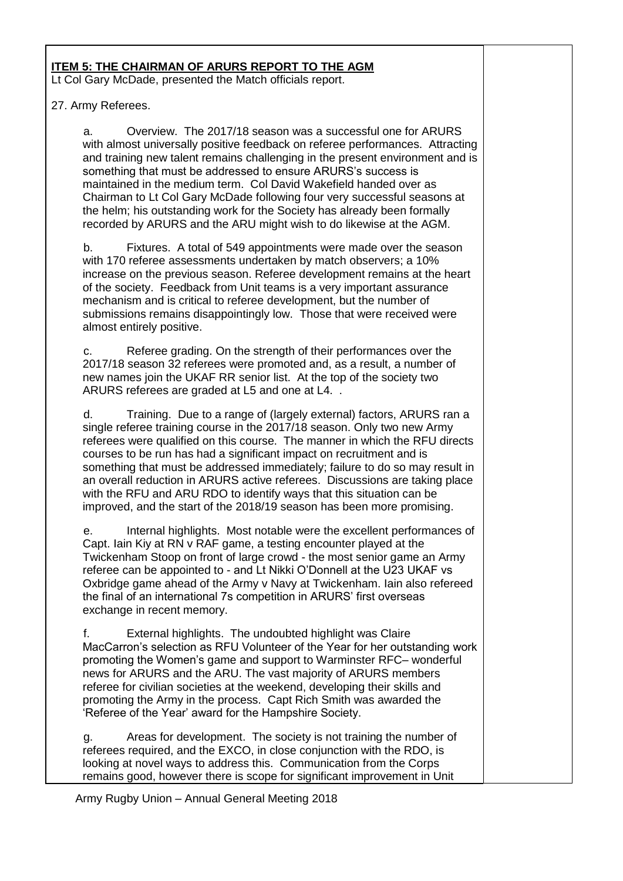**ITEM 5: THE CHAIRMAN OF ARURS REPORT TO THE AGM**

Lt Col Gary McDade, presented the Match officials report.

27. Army Referees.

a. Overview. The 2017/18 season was a successful one for ARURS with almost universally positive feedback on referee performances. Attracting and training new talent remains challenging in the present environment and is something that must be addressed to ensure ARURS's success is maintained in the medium term. Col David Wakefield handed over as Chairman to Lt Col Gary McDade following four very successful seasons at the helm; his outstanding work for the Society has already been formally recorded by ARURS and the ARU might wish to do likewise at the AGM.

b. Fixtures. A total of 549 appointments were made over the season with 170 referee assessments undertaken by match observers; a 10% increase on the previous season. Referee development remains at the heart of the society. Feedback from Unit teams is a very important assurance mechanism and is critical to referee development, but the number of submissions remains disappointingly low. Those that were received were almost entirely positive.

c. Referee grading. On the strength of their performances over the 2017/18 season 32 referees were promoted and, as a result, a number of new names join the UKAF RR senior list. At the top of the society two ARURS referees are graded at L5 and one at L4. .

d. Training. Due to a range of (largely external) factors, ARURS ran a single referee training course in the 2017/18 season. Only two new Army referees were qualified on this course. The manner in which the RFU directs courses to be run has had a significant impact on recruitment and is something that must be addressed immediately; failure to do so may result in an overall reduction in ARURS active referees. Discussions are taking place with the RFU and ARU RDO to identify ways that this situation can be improved, and the start of the 2018/19 season has been more promising.

e. Internal highlights. Most notable were the excellent performances of Capt. Iain Kiy at RN v RAF game, a testing encounter played at the Twickenham Stoop on front of large crowd - the most senior game an Army referee can be appointed to - and Lt Nikki O'Donnell at the U23 UKAF vs Oxbridge game ahead of the Army v Navy at Twickenham. Iain also refereed the final of an international 7s competition in ARURS' first overseas exchange in recent memory.

f. External highlights. The undoubted highlight was Claire MacCarron's selection as RFU Volunteer of the Year for her outstanding work promoting the Women's game and support to Warminster RFC– wonderful news for ARURS and the ARU. The vast majority of ARURS members referee for civilian societies at the weekend, developing their skills and promoting the Army in the process. Capt Rich Smith was awarded the 'Referee of the Year' award for the Hampshire Society.

g. Areas for development. The society is not training the number of referees required, and the EXCO, in close conjunction with the RDO, is looking at novel ways to address this. Communication from the Corps remains good, however there is scope for significant improvement in Unit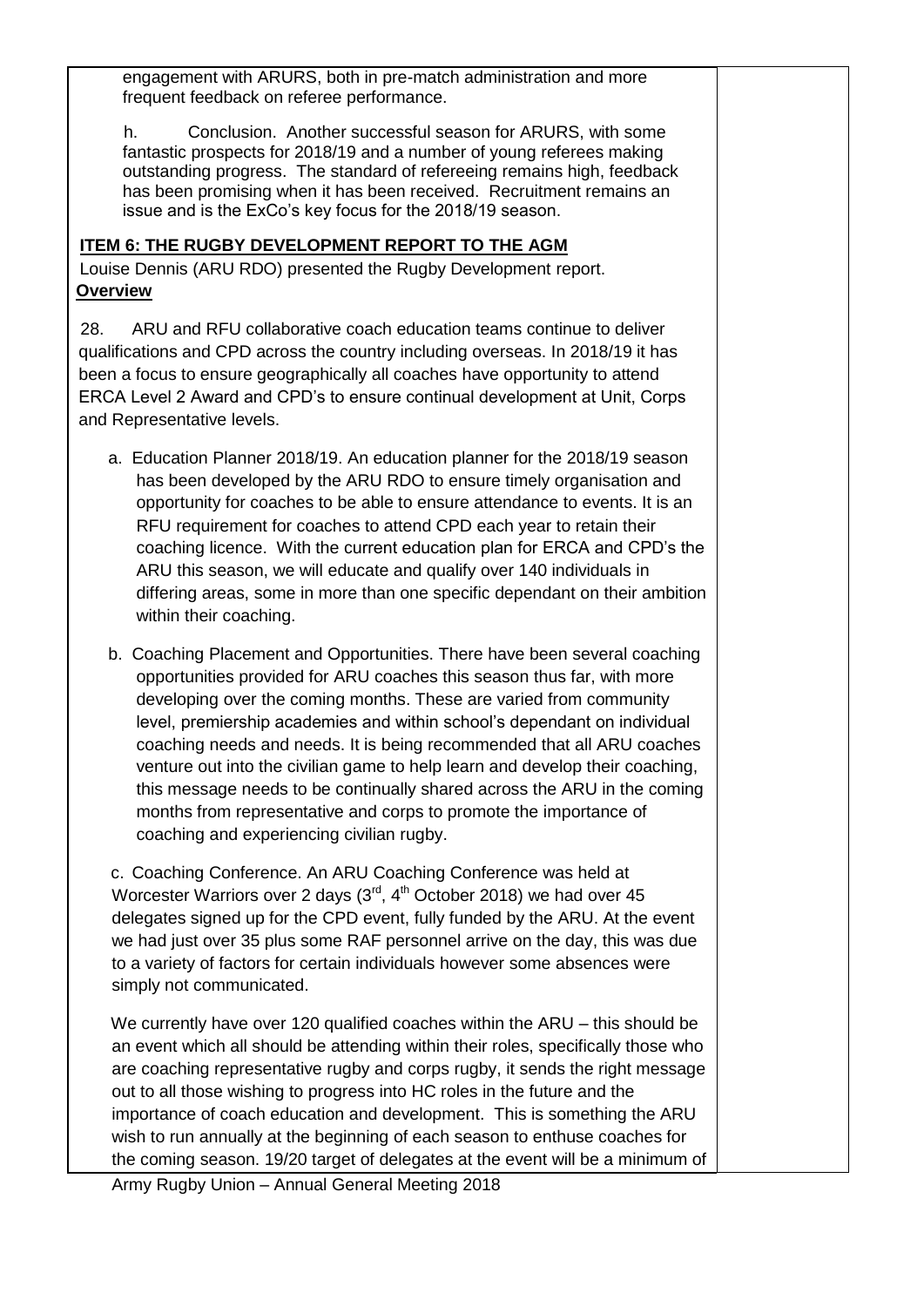engagement with ARURS, both in pre-match administration and more frequent feedback on referee performance.

h. Conclusion. Another successful season for ARURS, with some fantastic prospects for 2018/19 and a number of young referees making outstanding progress. The standard of refereeing remains high, feedback has been promising when it has been received. Recruitment remains an issue and is the ExCo's key focus for the 2018/19 season.

**ITEM 6: THE RUGBY DEVELOPMENT REPORT TO THE AGM**

Louise Dennis (ARU RDO) presented the Rugby Development report.

**Overview**

28. ARU and RFU collaborative coach education teams continue to deliver qualifications and CPD across the country including overseas. In 2018/19 it has been a focus to ensure geographically all coaches have opportunity to attend ERCA Level 2 Award and CPD's to ensure continual development at Unit, Corps and Representative levels.

a. Education Planner 2018/19. An education planner for the 2018/19 season has been developed by the ARU RDO to ensure timely organisation and opportunity for coaches to be able to ensure attendance to events. It is an RFU requirement for coaches to attend CPD each year to retain their coaching licence. With the current education plan for ERCA and CPD's the ARU this season, we will educate and qualify over 140 individuals in differing areas, some in more than one specific dependant on their ambition within their coaching.

b. Coaching Placement and Opportunities. There have been several coaching opportunities provided for ARU coaches this season thus far, with more developing over the coming months. These are varied from community level, premiership academies and within school's dependant on individual coaching needs and needs. It is being recommended that all ARU coaches venture out into the civilian game to help learn and develop their coaching, this message needs to be continually shared across the ARU in the coming months from representative and corps to promote the importance of coaching and experiencing civilian rugby.

c. Coaching Conference. An ARU Coaching Conference was held at Worcester Warriors over 2 days (3rd, 4th October 2018) we had over 45 delegates signed up for the CPD event, fully funded by the ARU. At the event we had just over 35 plus some RAF personnel arrive on the day, this was due to a variety of factors for certain individuals however some absences were simply not communicated.

We currently have over 120 qualified coaches within the ARU – this should be an event which all should be attending within their roles, specifically those who are coaching representative rugby and corps rugby, it sends the right message out to all those wishing to progress into HC roles in the future and the importance of coach education and development. This is something the ARU wish to run annually at the beginning of each season to enthuse coaches for the coming season. 19/20 target of delegates at the event will be a minimum of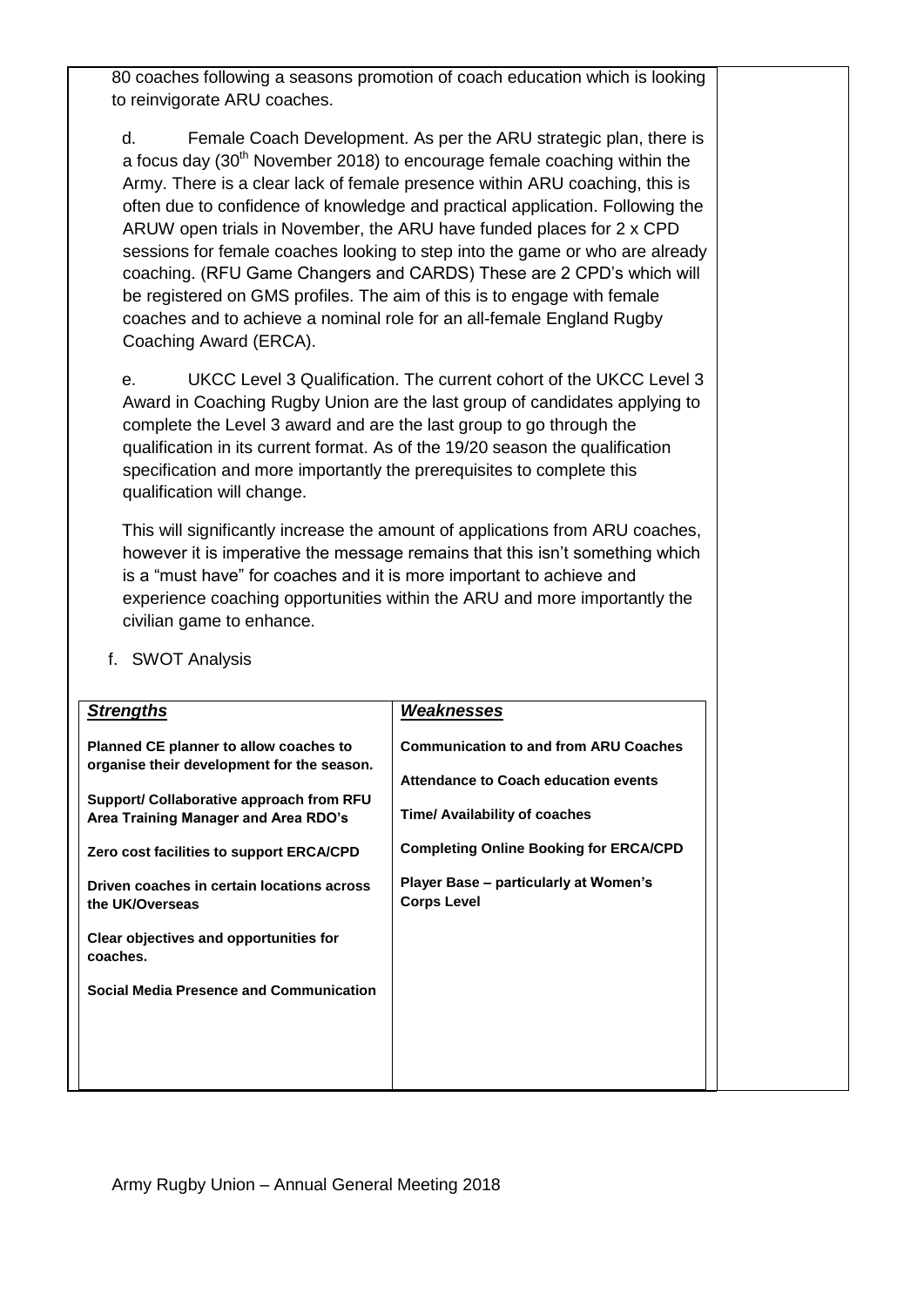80 coaches following a seasons promotion of coach education which is looking to reinvigorate ARU coaches.

d. Female Coach Development. As per the ARU strategic plan, there is a focus day (30th November 2018) to encourage female coaching within the Army. There is a clear lack of female presence within ARU coaching, this is often due to confidence of knowledge and practical application. Following the ARUW open trials in November, the ARU have funded places for 2 x CPD sessions for female coaches looking to step into the game or who are already coaching. (RFU Game Changers and CARDS) These are 2 CPD's which will be registered on GMS profiles. The aim of this is to engage with female coaches and to achieve a nominal role for an all-female England Rugby Coaching Award (ERCA).

e. UKCC Level 3 Qualification. The current cohort of the UKCC Level 3 Award in Coaching Rugby Union are the last group of candidates applying to complete the Level 3 award and are the last group to go through the qualification in its current format. As of the 19/20 season the qualification specification and more importantly the prerequisites to complete this qualification will change.

This will significantly increase the amount of applications from ARU coaches, however it is imperative the message remains that this isn't something which is a "must have" for coaches and it is more important to achieve and experience coaching opportunities within the ARU and more importantly the civilian game to enhance.

f. SWOT Analysis

| ***Strengths*** | ***Weaknesses*** |
|---|---|
| **Planned CE planner to allow coaches to organise their development for the season.** | **Communication to and from ARU Coaches** |
| **Support/ Collaborative approach from RFU Area Training Manager and Area RDO's** | **Attendance to Coach education events** |
| **Zero cost facilities to support ERCA/CPD** | **Time/ Availability of coaches** |
| **Driven coaches in certain locations across the UK/Overseas** | **Completing Online Booking for ERCA/CPD** |
| **Clear objectives and opportunities for coaches.** | **Player Base – particularly at Women's Corps Level** |
| **Social Media Presence and Communication** | |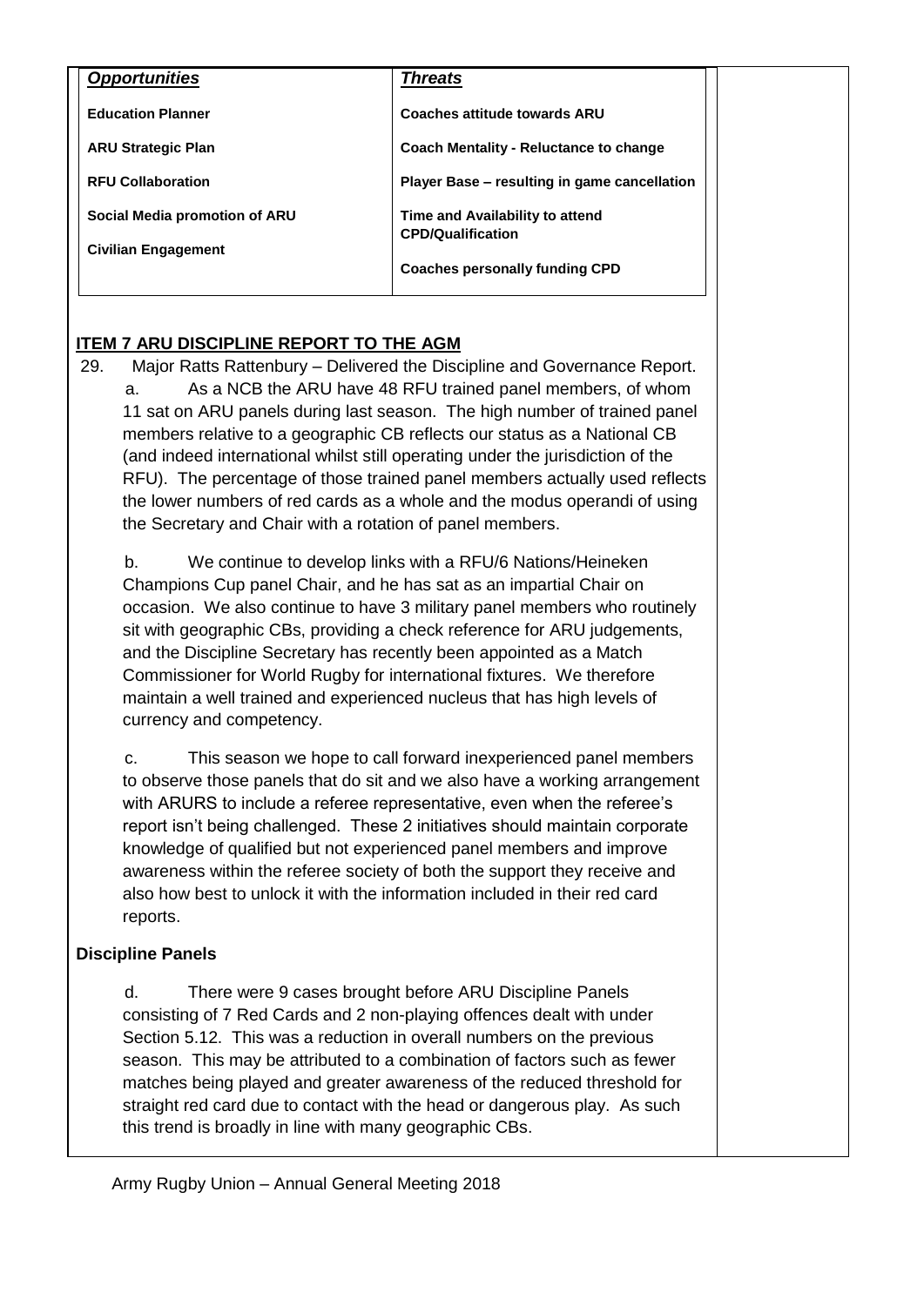| *Opportunities* | *Threats* |
| --- | --- |
| **Education Planner** | **Coaches attitude towards ARU** |
| **ARU Strategic Plan** | **Coach Mentality - Reluctance to change** |
| **RFU Collaboration** | **Player Base – resulting in game cancellation** |
| **Social Media promotion of ARU** | **Time and Availability to attend CPD/Qualification** |
| **Civilian Engagement** | **Coaches personally funding CPD** |

## ITEM 7 ARU DISCIPLINE REPORT TO THE AGM

29. Major Ratts Rattenbury – Delivered the Discipline and Governance Report.

a. As a NCB the ARU have 48 RFU trained panel members, of whom 11 sat on ARU panels during last season. The high number of trained panel members relative to a geographic CB reflects our status as a National CB (and indeed international whilst still operating under the jurisdiction of the RFU). The percentage of those trained panel members actually used reflects the lower numbers of red cards as a whole and the modus operandi of using the Secretary and Chair with a rotation of panel members.

b. We continue to develop links with a RFU/6 Nations/Heineken Champions Cup panel Chair, and he has sat as an impartial Chair on occasion. We also continue to have 3 military panel members who routinely sit with geographic CBs, providing a check reference for ARU judgements, and the Discipline Secretary has recently been appointed as a Match Commissioner for World Rugby for international fixtures. We therefore maintain a well trained and experienced nucleus that has high levels of currency and competency.

c. This season we hope to call forward inexperienced panel members to observe those panels that do sit and we also have a working arrangement with ARURS to include a referee representative, even when the referee's report isn't being challenged. These 2 initiatives should maintain corporate knowledge of qualified but not experienced panel members and improve awareness within the referee society of both the support they receive and also how best to unlock it with the information included in their red card reports.

### Discipline Panels

d. There were 9 cases brought before ARU Discipline Panels consisting of 7 Red Cards and 2 non-playing offences dealt with under Section 5.12. This was a reduction in overall numbers on the previous season. This may be attributed to a combination of factors such as fewer matches being played and greater awareness of the reduced threshold for straight red card due to contact with the head or dangerous play. As such this trend is broadly in line with many geographic CBs.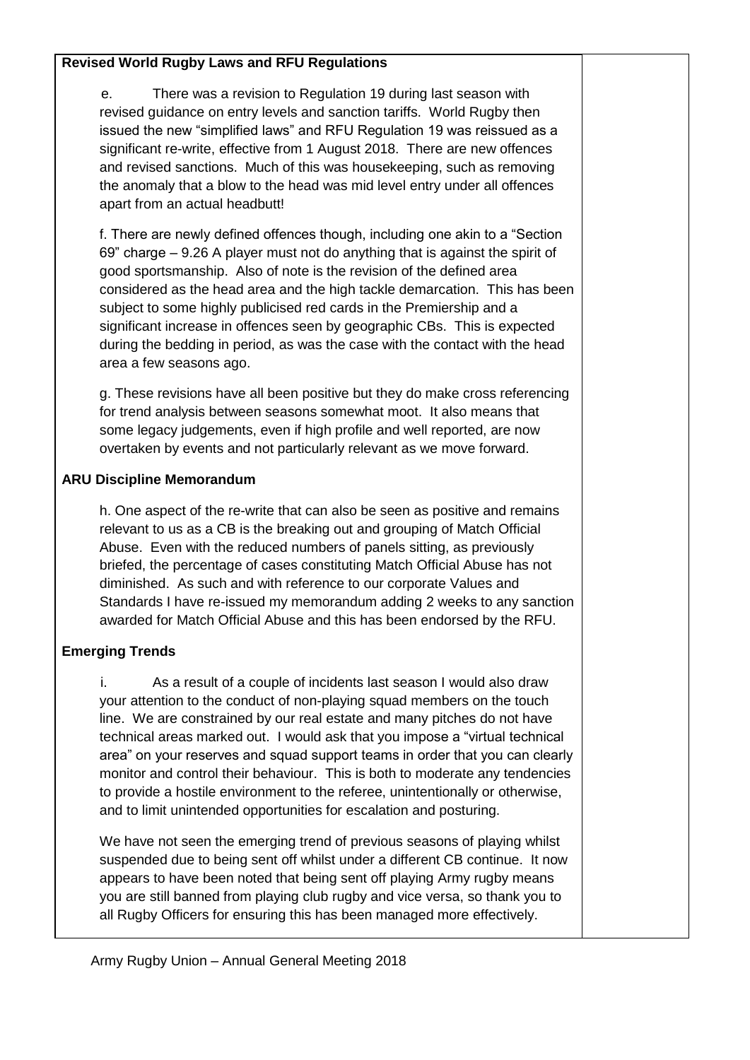**Revised World Rugby Laws and RFU Regulations**

e. There was a revision to Regulation 19 during last season with revised guidance on entry levels and sanction tariffs. World Rugby then issued the new "simplified laws" and RFU Regulation 19 was reissued as a significant re-write, effective from 1 August 2018. There are new offences and revised sanctions. Much of this was housekeeping, such as removing the anomaly that a blow to the head was mid level entry under all offences apart from an actual headbutt!

f. There are newly defined offences though, including one akin to a "Section 69" charge – 9.26 A player must not do anything that is against the spirit of good sportsmanship. Also of note is the revision of the defined area considered as the head area and the high tackle demarcation. This has been subject to some highly publicised red cards in the Premiership and a significant increase in offences seen by geographic CBs. This is expected during the bedding in period, as was the case with the contact with the head area a few seasons ago.

g. These revisions have all been positive but they do make cross referencing for trend analysis between seasons somewhat moot. It also means that some legacy judgements, even if high profile and well reported, are now overtaken by events and not particularly relevant as we move forward.

**ARU Discipline Memorandum**

h. One aspect of the re-write that can also be seen as positive and remains relevant to us as a CB is the breaking out and grouping of Match Official Abuse. Even with the reduced numbers of panels sitting, as previously briefed, the percentage of cases constituting Match Official Abuse has not diminished. As such and with reference to our corporate Values and Standards I have re-issued my memorandum adding 2 weeks to any sanction awarded for Match Official Abuse and this has been endorsed by the RFU.

**Emerging Trends**

i. As a result of a couple of incidents last season I would also draw your attention to the conduct of non-playing squad members on the touch line. We are constrained by our real estate and many pitches do not have technical areas marked out. I would ask that you impose a "virtual technical area" on your reserves and squad support teams in order that you can clearly monitor and control their behaviour. This is both to moderate any tendencies to provide a hostile environment to the referee, unintentionally or otherwise, and to limit unintended opportunities for escalation and posturing.

We have not seen the emerging trend of previous seasons of playing whilst suspended due to being sent off whilst under a different CB continue. It now appears to have been noted that being sent off playing Army rugby means you are still banned from playing club rugby and vice versa, so thank you to all Rugby Officers for ensuring this has been managed more effectively.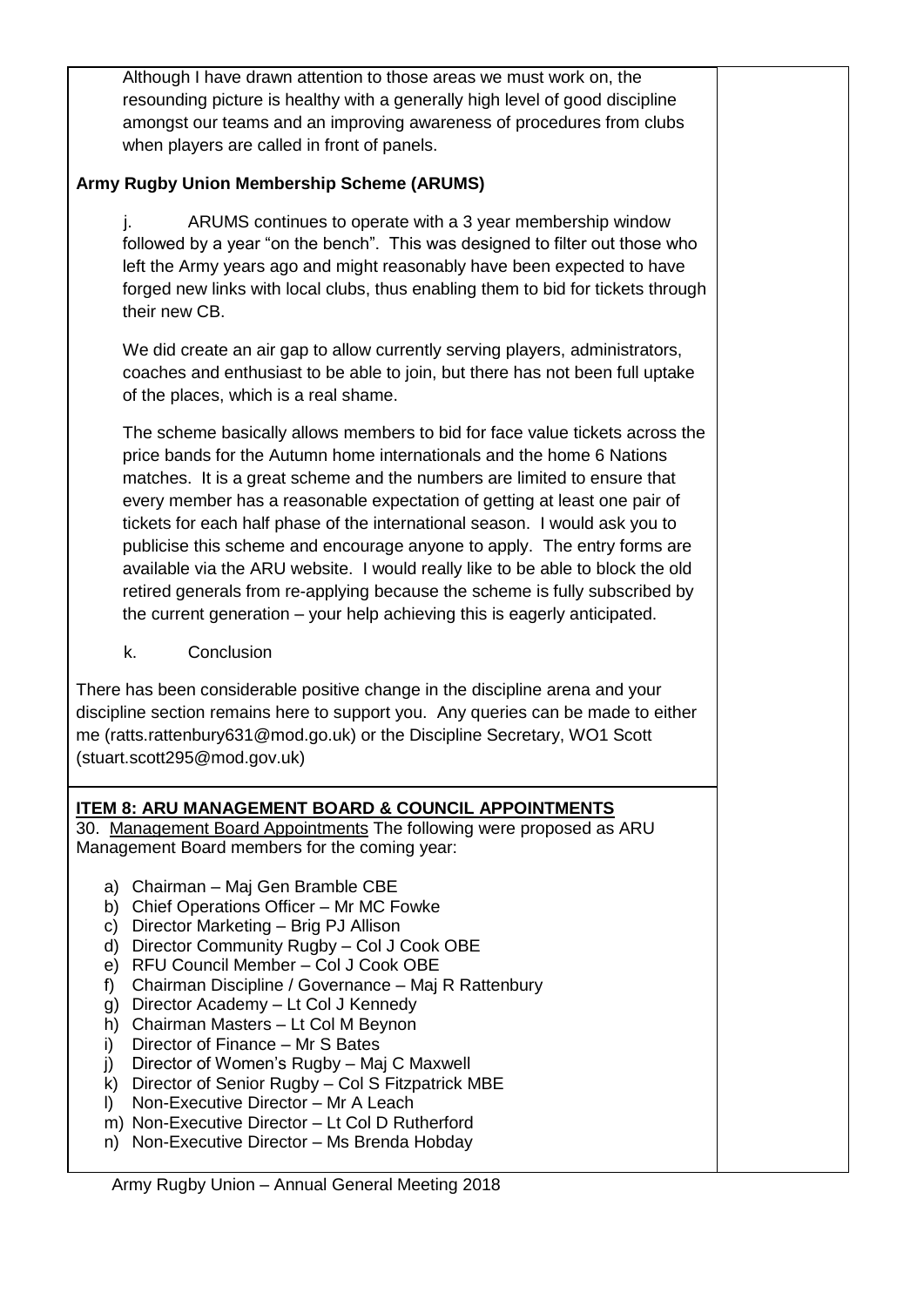Although I have drawn attention to those areas we must work on, the resounding picture is healthy with a generally high level of good discipline amongst our teams and an improving awareness of procedures from clubs when players are called in front of panels.

**Army Rugby Union Membership Scheme (ARUMS)**

j. ARUMS continues to operate with a 3 year membership window followed by a year "on the bench". This was designed to filter out those who left the Army years ago and might reasonably have been expected to have forged new links with local clubs, thus enabling them to bid for tickets through their new CB.

We did create an air gap to allow currently serving players, administrators, coaches and enthusiast to be able to join, but there has not been full uptake of the places, which is a real shame.

The scheme basically allows members to bid for face value tickets across the price bands for the Autumn home internationals and the home 6 Nations matches. It is a great scheme and the numbers are limited to ensure that every member has a reasonable expectation of getting at least one pair of tickets for each half phase of the international season. I would ask you to publicise this scheme and encourage anyone to apply. The entry forms are available via the ARU website. I would really like to be able to block the old retired generals from re-applying because the scheme is fully subscribed by the current generation – your help achieving this is eagerly anticipated.

k. Conclusion

There has been considerable positive change in the discipline arena and your discipline section remains here to support you. Any queries can be made to either me (ratts.rattenbury631@mod.go.uk) or the Discipline Secretary, WO1 Scott (stuart.scott295@mod.gov.uk)

**ITEM 8: ARU MANAGEMENT BOARD & COUNCIL APPOINTMENTS**

30. Management Board Appointments The following were proposed as ARU Management Board members for the coming year:

a) Chairman – Maj Gen Bramble CBE
b) Chief Operations Officer – Mr MC Fowke
c) Director Marketing – Brig PJ Allison
d) Director Community Rugby – Col J Cook OBE
e) RFU Council Member – Col J Cook OBE
f) Chairman Discipline / Governance – Maj R Rattenbury
g) Director Academy – Lt Col J Kennedy
h) Chairman Masters – Lt Col M Beynon
i) Director of Finance – Mr S Bates
j) Director of Women's Rugby – Maj C Maxwell
k) Director of Senior Rugby – Col S Fitzpatrick MBE
l) Non-Executive Director – Mr A Leach
m) Non-Executive Director – Lt Col D Rutherford
n) Non-Executive Director – Ms Brenda Hobday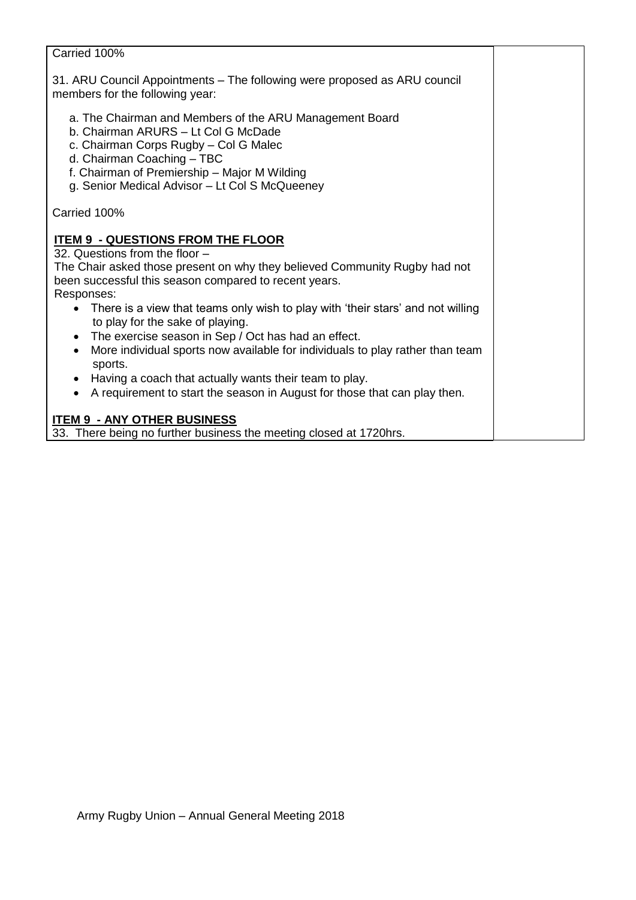Carried 100%

31. ARU Council Appointments – The following were proposed as ARU council members for the following year:

a. The Chairman and Members of the ARU Management Board
b. Chairman ARURS – Lt Col G McDade
c. Chairman Corps Rugby – Col G Malec
d. Chairman Coaching – TBC
f. Chairman of Premiership – Major M Wilding
g. Senior Medical Advisor – Lt Col S McQueeney

Carried 100%

**ITEM 9 - QUESTIONS FROM THE FLOOR**

32. Questions from the floor –
The Chair asked those present on why they believed Community Rugby had not been successful this season compared to recent years.
Responses:

- There is a view that teams only wish to play with 'their stars' and not willing to play for the sake of playing.
- The exercise season in Sep / Oct has had an effect.
- More individual sports now available for individuals to play rather than team sports.
- Having a coach that actually wants their team to play.
- A requirement to start the season in August for those that can play then.

**ITEM 9 - ANY OTHER BUSINESS**

33. There being no further business the meeting closed at 1720hrs.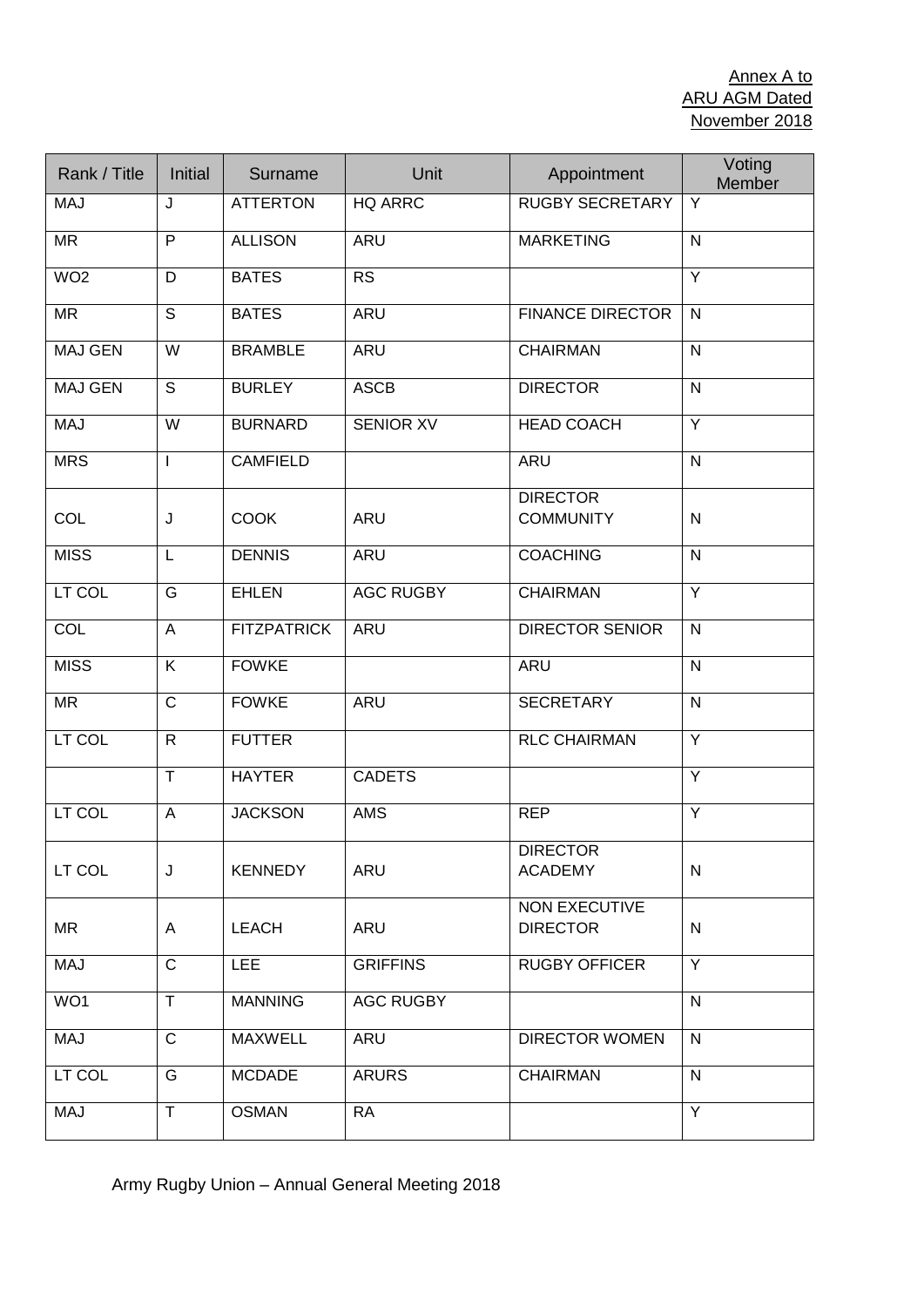Annex A to
ARU AGM Dated
November 2018

| Rank / Title | Initial | Surname | Unit | Appointment | Voting Member |
|---|---|---|---|---|---|
| MAJ | J | ATTERTON | HQ ARRC | RUGBY SECRETARY | Y |
| MR | P | ALLISON | ARU | MARKETING | N |
| WO2 | D | BATES | RS | | Y |
| MR | S | BATES | ARU | FINANCE DIRECTOR | N |
| MAJ GEN | W | BRAMBLE | ARU | CHAIRMAN | N |
| MAJ GEN | S | BURLEY | ASCB | DIRECTOR | N |
| MAJ | W | BURNARD | SENIOR XV | HEAD COACH | Y |
| MRS | I | CAMFIELD | | ARU | N |
| COL | J | COOK | ARU | DIRECTOR COMMUNITY | N |
| MISS | L | DENNIS | ARU | COACHING | N |
| LT COL | G | EHLEN | AGC RUGBY | CHAIRMAN | Y |
| COL | A | FITZPATRICK | ARU | DIRECTOR SENIOR | N |
| MISS | K | FOWKE | | ARU | N |
| MR | C | FOWKE | ARU | SECRETARY | N |
| LT COL | R | FUTTER | | RLC CHAIRMAN | Y |
| | T | HAYTER | CADETS | | Y |
| LT COL | A | JACKSON | AMS | REP | Y |
| LT COL | J | KENNEDY | ARU | DIRECTOR ACADEMY | N |
| MR | A | LEACH | ARU | NON EXECUTIVE DIRECTOR | N |
| MAJ | C | LEE | GRIFFINS | RUGBY OFFICER | Y |
| WO1 | T | MANNING | AGC RUGBY | | N |
| MAJ | C | MAXWELL | ARU | DIRECTOR WOMEN | N |
| LT COL | G | MCDADE | ARURS | CHAIRMAN | N |
| MAJ | T | OSMAN | RA | | Y |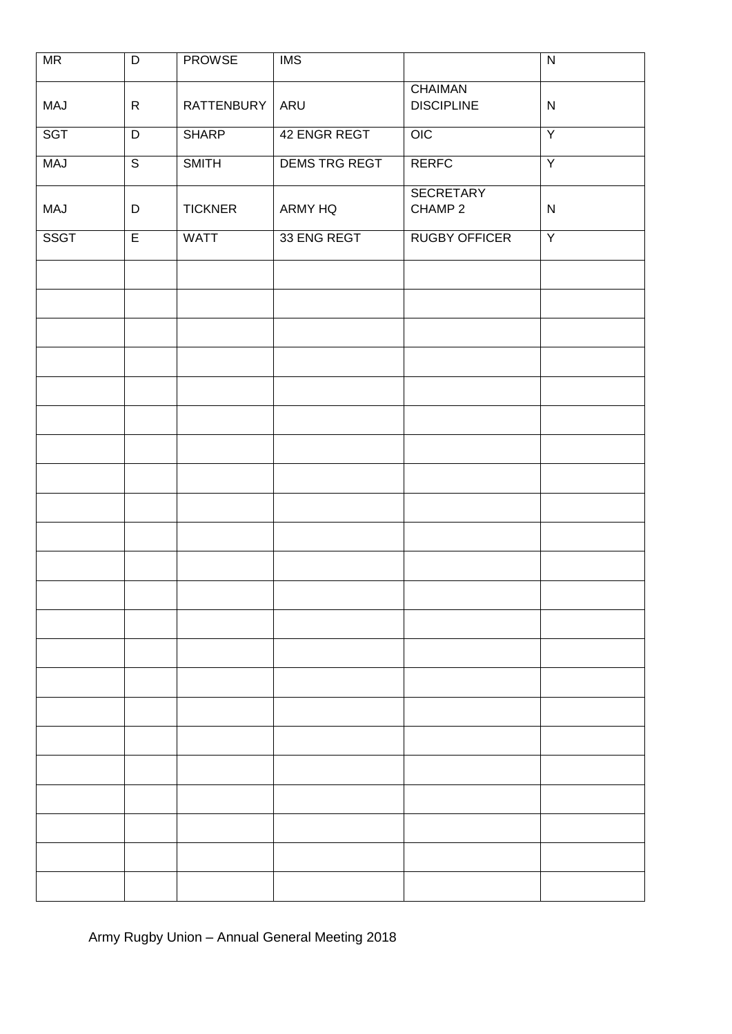| | | | | | |
|---|---|---|---|---|---|
| MR | D | PROWSE | IMS | | N |
| MAJ | R | RATTENBURY | ARU | CHAIMAN DISCIPLINE | N |
| SGT | D | SHARP | 42 ENGR REGT | OIC | Y |
| MAJ | S | SMITH | DEMS TRG REGT | RERFC | Y |
| MAJ | D | TICKNER | ARMY HQ | SECRETARY CHAMP 2 | N |
| SSGT | E | WATT | 33 ENG REGT | RUGBY OFFICER | Y |